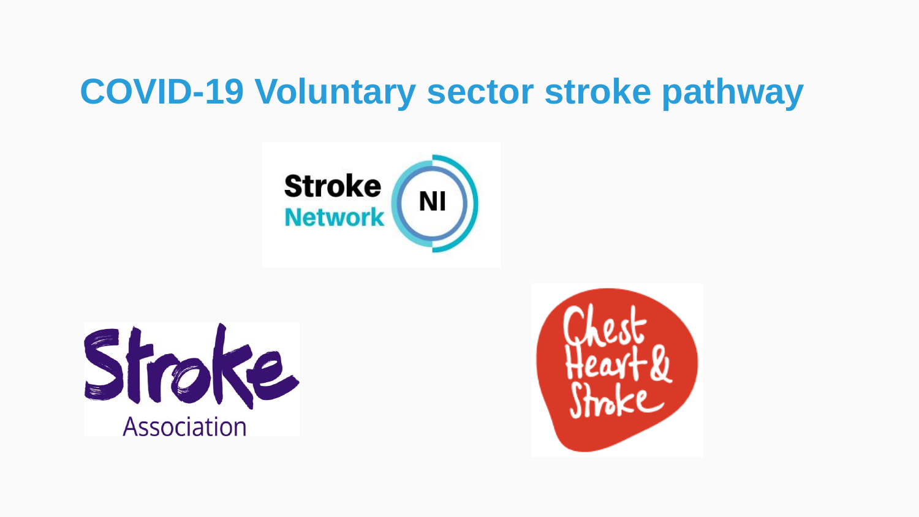# COVID-19 Voluntary sector stroke pathway

Stroke Network NI

Stroke Association

Chest Heart & Stroke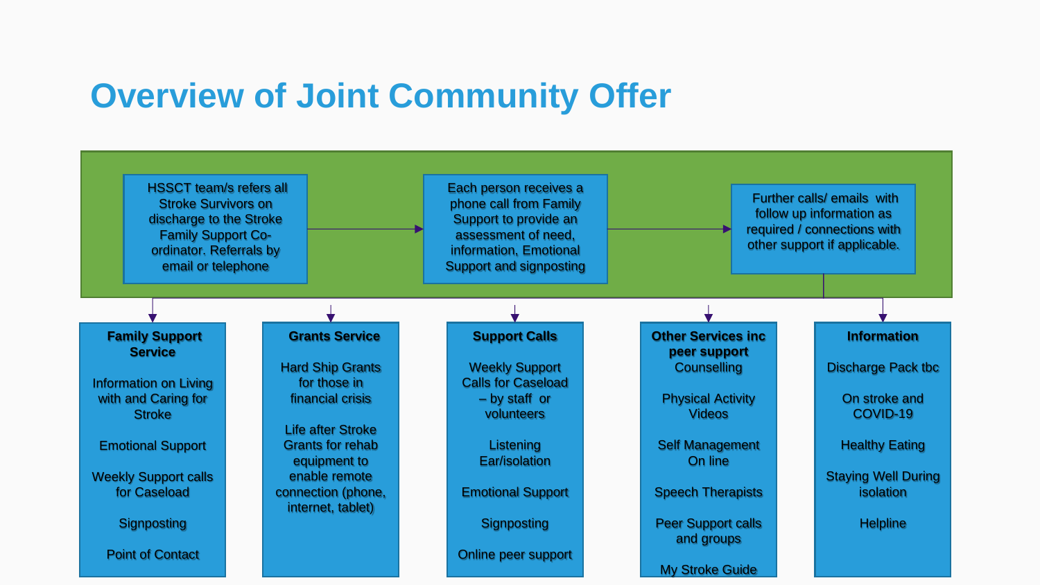# Overview of Joint Community Offer

HSSCT team/s refers all Stroke Survivors on discharge to the Stroke Family Support Co-ordinator. Referrals by email or telephone

→ Each person receives a phone call from Family Support to provide an assessment of need, information, Emotional Support and signposting

→ Further calls/ emails with follow up information as required / connections with other support if applicable.

**Family Support Service**

- Information on Living with and Caring for Stroke
- Emotional Support
- Weekly Support calls for Caseload
- Signposting
- Point of Contact

**Grants Service**

- Hard Ship Grants for those in financial crisis
- Life after Stroke Grants for rehab equipment to enable remote connection (phone, internet, tablet)

**Support Calls**

- Weekly Support Calls for Caseload – by staff or volunteers
- Listening Ear/isolation
- Emotional Support
- Signposting
- Online peer support

**Other Services inc peer support**

- Counselling
- Physical Activity Videos
- Self Management On line
- Speech Therapists
- Peer Support calls and groups
- My Stroke Guide

**Information**

- Discharge Pack tbc
- On stroke and COVID-19
- Healthy Eating
- Staying Well During isolation
- Helpline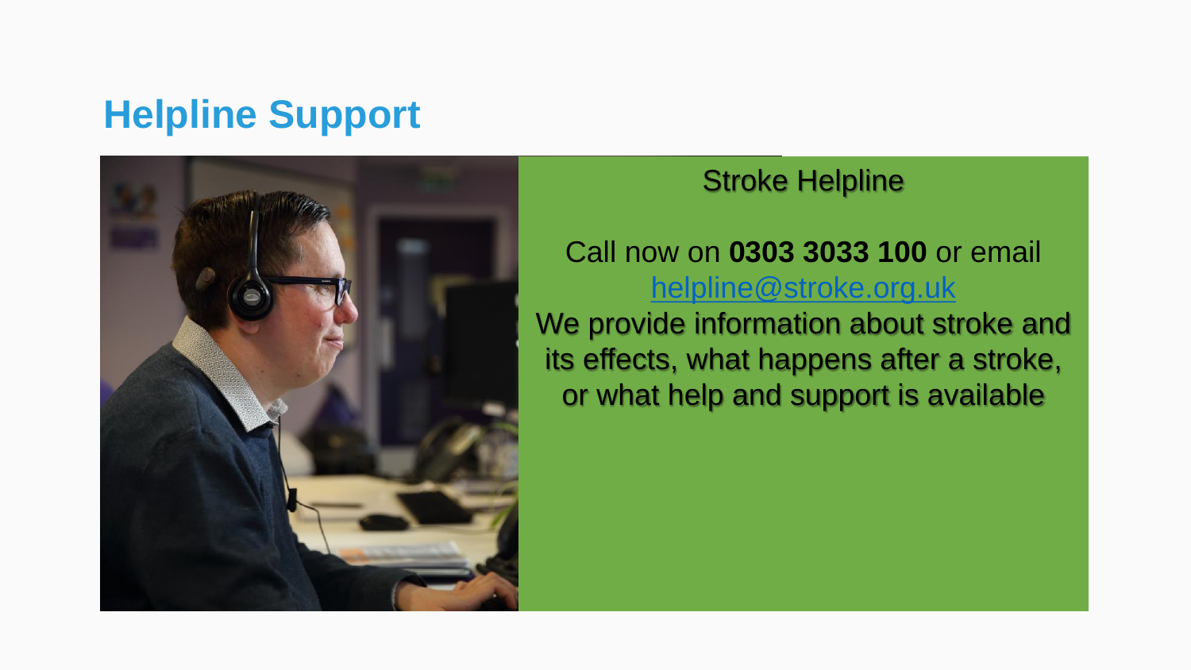# Helpline Support

Stroke Helpline

Call now on **0303 3033 100** or email [helpline@stroke.org.uk](mailto:helpline@stroke.org.uk)

We provide information about stroke and its effects, what happens after a stroke, or what help and support is available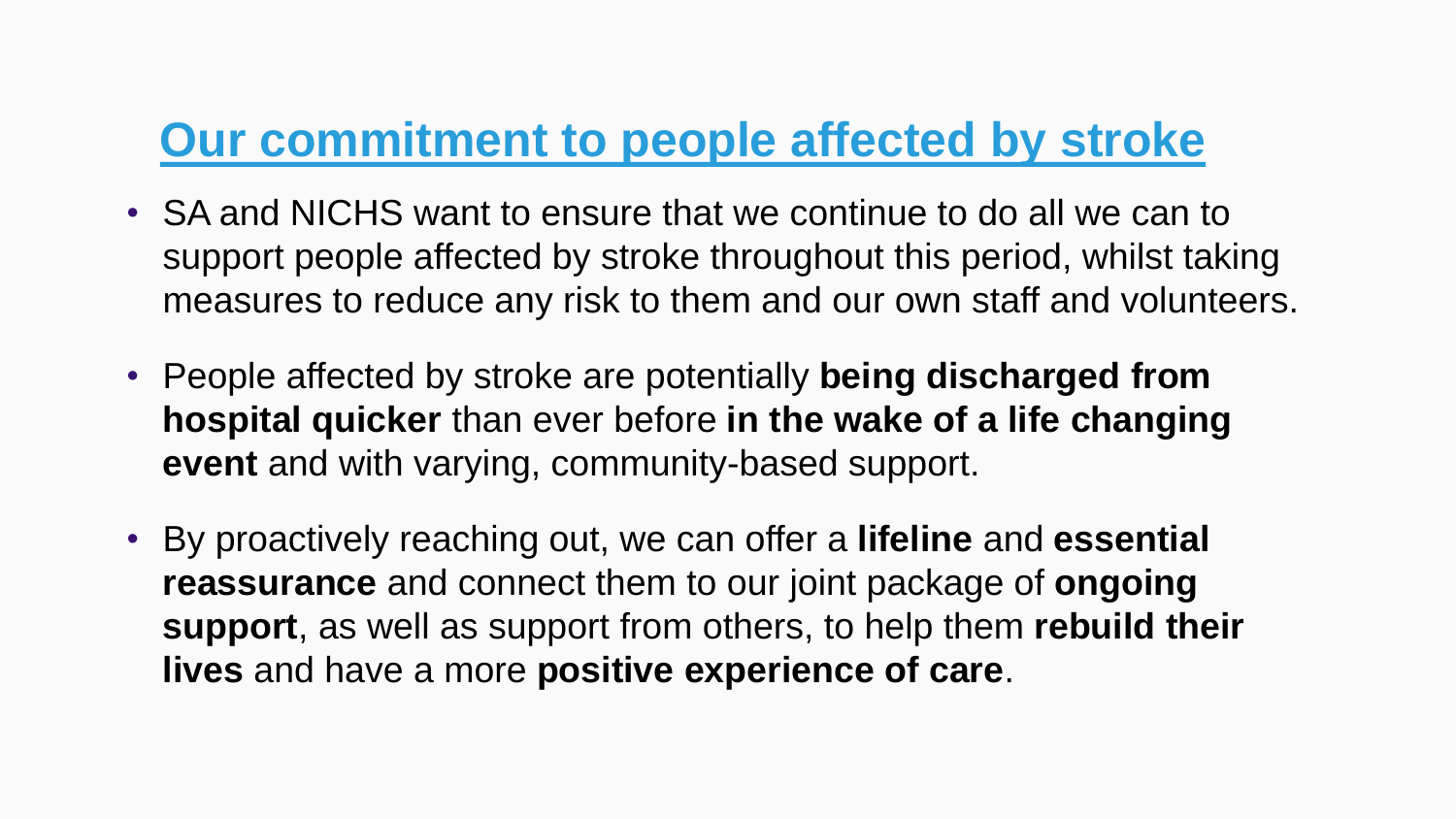# Our commitment to people affected by stroke

- SA and NICHS want to ensure that we continue to do all we can to support people affected by stroke throughout this period, whilst taking measures to reduce any risk to them and our own staff and volunteers.
- People affected by stroke are potentially **being discharged from hospital quicker** than ever before **in the wake of a life changing event** and with varying, community-based support.
- By proactively reaching out, we can offer a **lifeline** and **essential reassurance** and connect them to our joint package of **ongoing support**, as well as support from others, to help them **rebuild their lives** and have a more **positive experience of care**.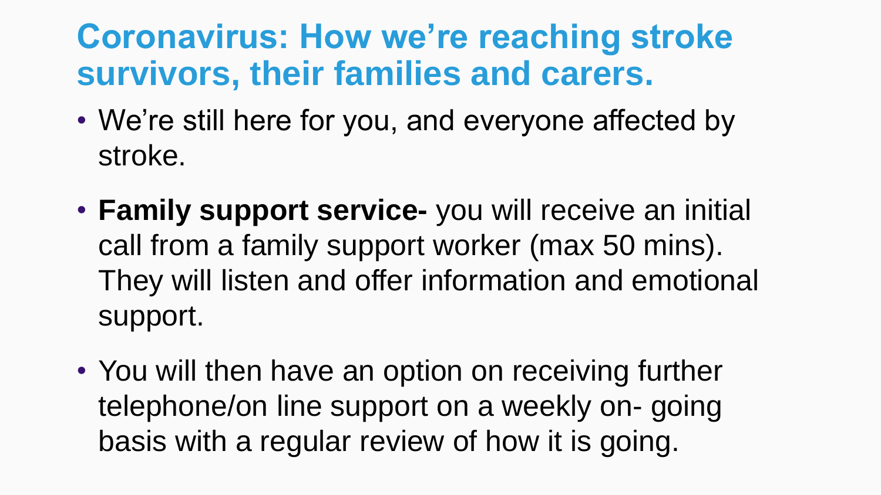# Coronavirus: How we're reaching stroke survivors, their families and carers.

- We're still here for you, and everyone affected by stroke.
- **Family support service-** you will receive an initial call from a family support worker (max 50 mins). They will listen and offer information and emotional support.
- You will then have an option on receiving further telephone/on line support on a weekly on- going basis with a regular review of how it is going.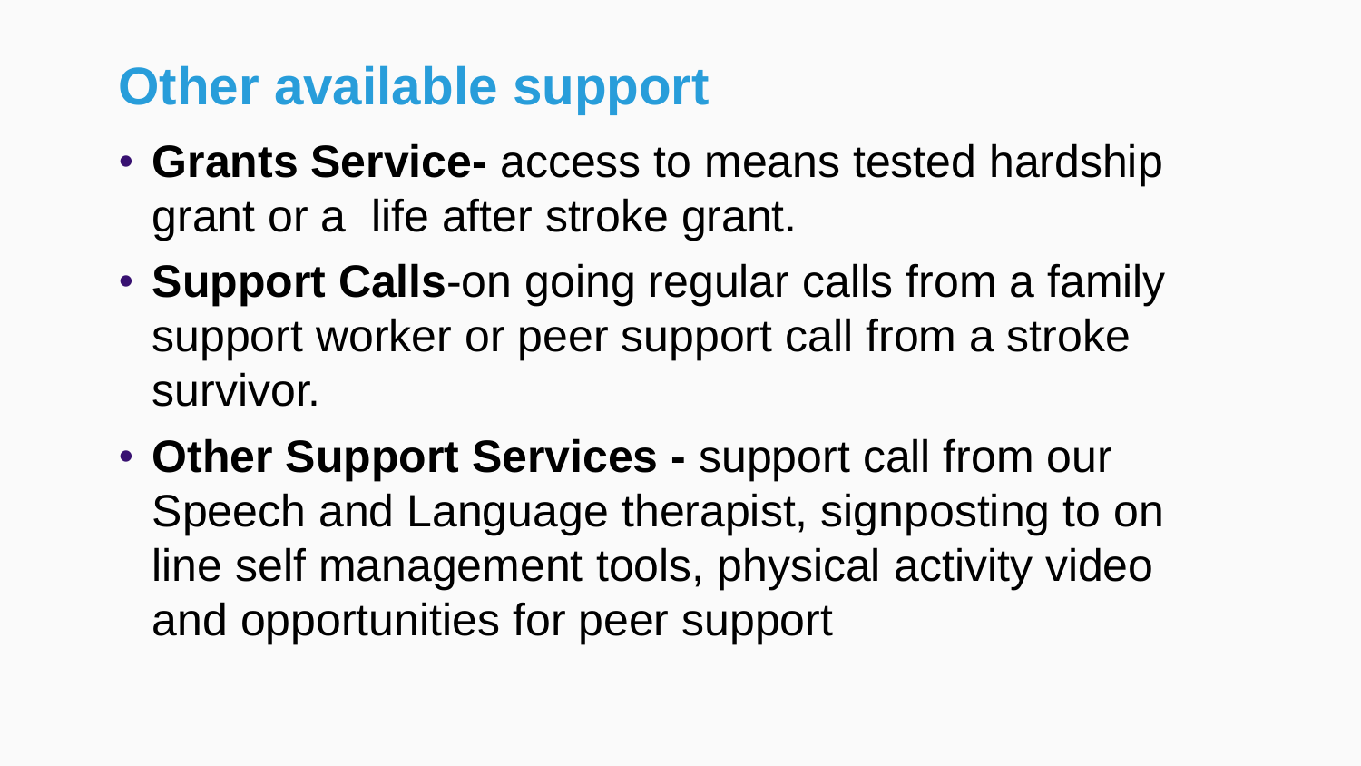## Other available support

- **Grants Service-** access to means tested hardship grant or a  life after stroke grant.
- **Support Calls**-on going regular calls from a family support worker or peer support call from a stroke survivor.
- **Other Support Services -** support call from our Speech and Language therapist, signposting to on line self management tools, physical activity video and opportunities for peer support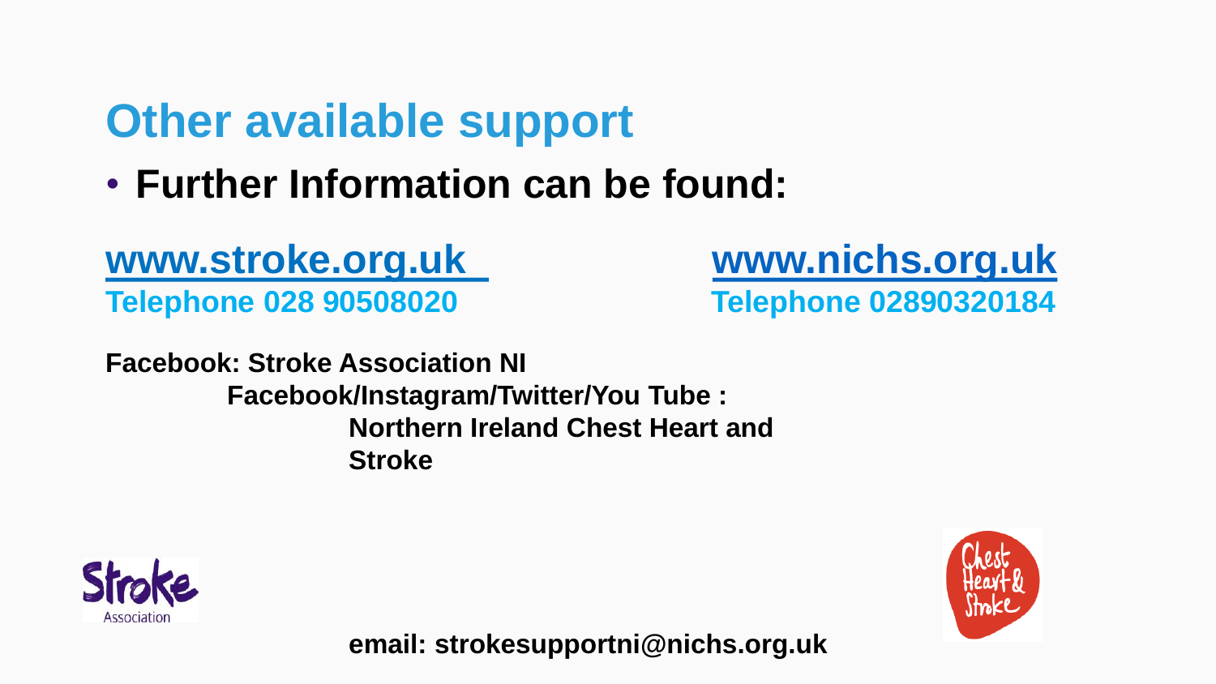# Other available support

- **Further Information can be found:**

**www.stroke.org.uk**
**Telephone 028 90508020**

**www.nichs.org.uk**
**Telephone 02890320184**

**Facebook: Stroke Association NI**

**Facebook/Instagram/Twitter/You Tube : Northern Ireland Chest Heart and Stroke**

**email: strokesupportni@nichs.org.uk**